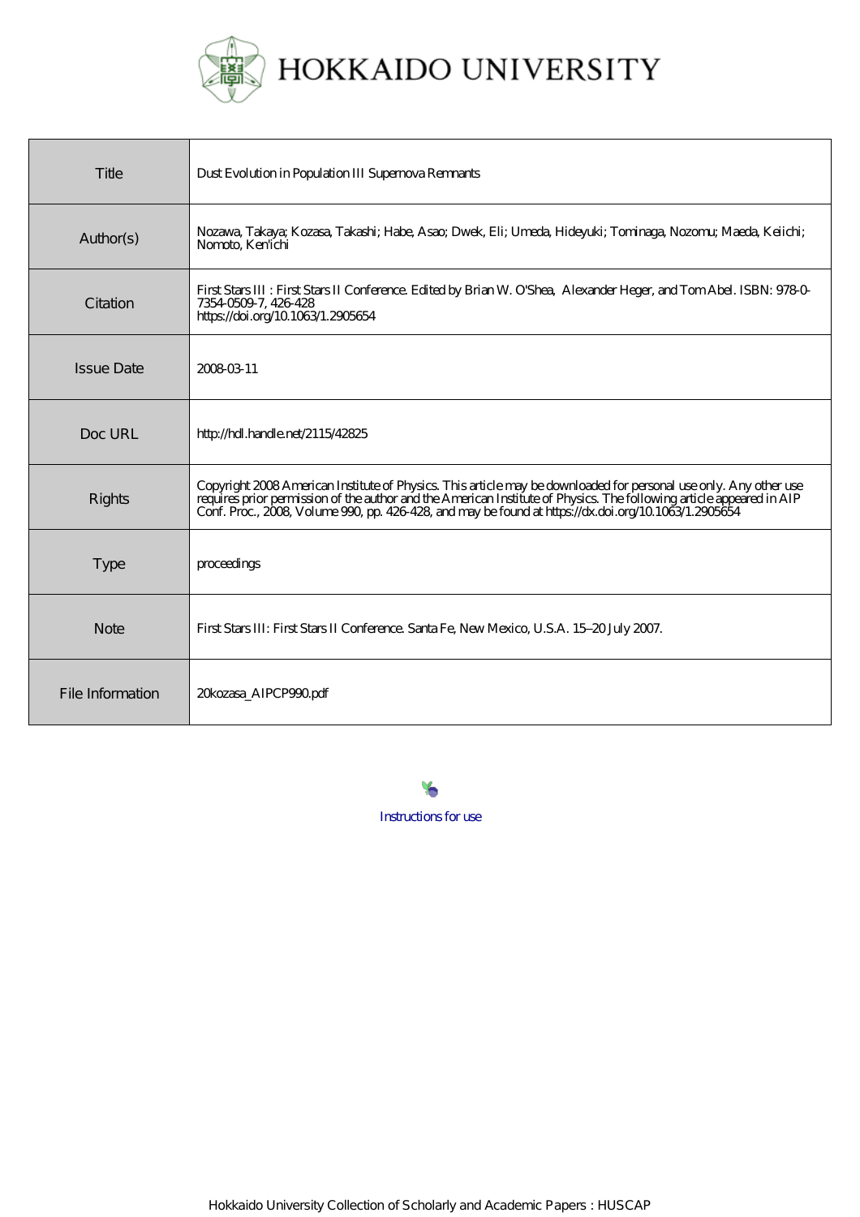# HOKKAIDO UNIVERSITY

| | |
|---|---|
| Title | Dust Evolution in Population III Supernova Remnants |
| Author(s) | Nozawa, Takaya; Kozasa, Takashi; Habe, Asao; Dwek, Eli; Umeda, Hideyuki; Tominaga, Nozomu; Maeda, Keiichi; Nomoto, Ken'ichi |
| Citation | First Stars III : First Stars II Conference. Edited by Brian W. O'Shea, Alexander Heger, and Tom Abel. ISBN: 978-0-7354-0509-7, 426-428 https://doi.org/10.1063/1.2905654 |
| Issue Date | 2008-03-11 |
| Doc URL | http://hdl.handle.net/2115/42825 |
| Rights | Copyright 2008 American Institute of Physics. This article may be downloaded for personal use only. Any other use requires prior permission of the author and the American Institute of Physics. The following article appeared in AIP Conf. Proc., 2008, Volume 990, pp. 426-428, and may be found at https://dx.doi.org/10.1063/1.2905654 |
| Type | proceedings |
| Note | First Stars III: First Stars II Conference. Santa Fe, New Mexico, U.S.A. 15–20 July 2007. |
| File Information | 20kozasa_AIPCP990.pdf |

Instructions for use

Hokkaido University Collection of Scholarly and Academic Papers : HUSCAP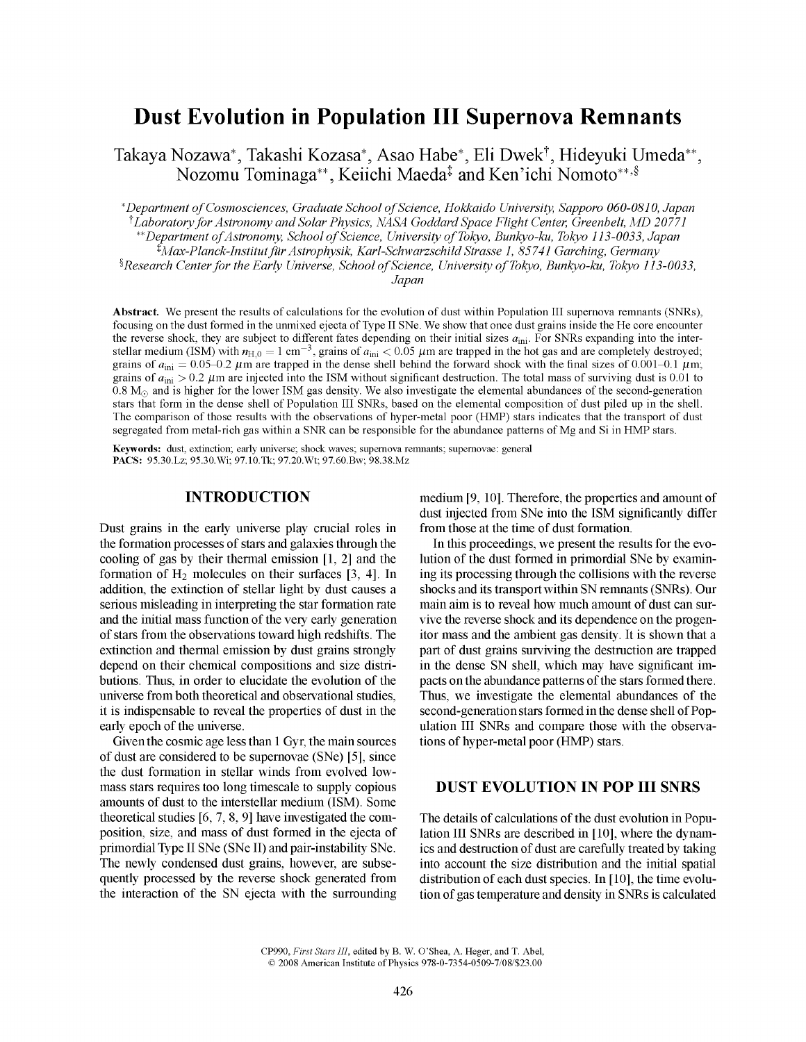# Dust Evolution in Population III Supernova Remnants

Takaya Nozawa[*], Takashi Kozasa[*], Asao Habe[*], Eli Dwek[†], Hideyuki Umeda[**], Nozomu Tominaga[**], Keiichi Maeda[‡] and Ken'ichi Nomoto[**,§]

[*]*Department of Cosmosciences, Graduate School of Science, Hokkaido University, Sapporo 060-0810, Japan*
[†]*Laboratory for Astronomy and Solar Physics, NASA Goddard Space Flight Center, Greenbelt, MD 20771*
[**]*Department of Astronomy, School of Science, University of Tokyo, Bunkyo-ku, Tokyo 113-0033, Japan*
[‡]*Max-Planck-Institut für Astrophysik, Karl-Schwarzschild Strasse 1, 85741 Garching, Germany*
[§]*Research Center for the Early Universe, School of Science, University of Tokyo, Bunkyo-ku, Tokyo 113-0033, Japan*

**Abstract.** We present the results of calculations for the evolution of dust within Population III supernova remnants (SNRs), focusing on the dust formed in the unmixed ejecta of Type II SNe. We show that once dust grains inside the He core encounter the reverse shock, they are subject to different fates depending on their initial sizes $a_{\rm ini}$. For SNRs expanding into the interstellar medium (ISM) with $n_{\rm H,0} = 1$ cm$^{-3}$, grains of $a_{\rm ini} < 0.05$ $\mu$m are trapped in the hot gas and are completely destroyed; grains of $a_{\rm ini} = 0.05$–$0.2$ $\mu$m are trapped in the dense shell behind the forward shock with the final sizes of 0.001–0.1 $\mu$m; grains of $a_{\rm ini} > 0.2$ $\mu$m are injected into the ISM without significant destruction. The total mass of surviving dust is 0.01 to 0.8 $M_\odot$ and is higher for the lower ISM gas density. We also investigate the elemental abundances of the second-generation stars that form in the dense shell of Population III SNRs, based on the elemental composition of dust piled up in the shell. The comparison of those results with the observations of hyper-metal poor (HMP) stars indicates that the transport of dust segregated from metal-rich gas within a SNR can be responsible for the abundance patterns of Mg and Si in HMP stars.

**Keywords:** dust, extinction; early universe; shock waves; supernova remnants; supernovae: general
**PACS:** 95.30.Lz; 95.30.Wi; 97.10.Tk; 97.20.Wt; 97.60.Bw; 98.38.Mz

## INTRODUCTION

Dust grains in the early universe play crucial roles in the formation processes of stars and galaxies through the cooling of gas by their thermal emission [1, 2] and the formation of $H_2$ molecules on their surfaces [3, 4]. In addition, the extinction of stellar light by dust causes a serious misleading in interpreting the star formation rate and the initial mass function of the very early generation of stars from the observations toward high redshifts. The extinction and thermal emission by dust grains strongly depend on their chemical compositions and size distributions. Thus, in order to elucidate the evolution of the universe from both theoretical and observational studies, it is indispensable to reveal the properties of dust in the early epoch of the universe.

Given the cosmic age less than 1 Gyr, the main sources of dust are considered to be supernovae (SNe) [5], since the dust formation in stellar winds from evolved low-mass stars requires too long timescale to supply copious amounts of dust to the interstellar medium (ISM). Some theoretical studies [6, 7, 8, 9] have investigated the composition, size, and mass of dust formed in the ejecta of primordial Type II SNe (SNe II) and pair-instability SNe. The newly condensed dust grains, however, are subsequently processed by the reverse shock generated from the interaction of the SN ejecta with the surrounding medium [9, 10]. Therefore, the properties and amount of dust injected from SNe into the ISM significantly differ from those at the time of dust formation.

In this proceedings, we present the results for the evolution of the dust formed in primordial SNe by examining its processing through the collisions with the reverse shocks and its transport within SN remnants (SNRs). Our main aim is to reveal how much amount of dust can survive the reverse shock and its dependence on the progenitor mass and the ambient gas density. It is shown that a part of dust grains surviving the destruction are trapped in the dense SN shell, which may have significant impacts on the abundance patterns of the stars formed there. Thus, we investigate the elemental abundances of the second-generation stars formed in the dense shell of Population III SNRs and compare those with the observations of hyper-metal poor (HMP) stars.

## DUST EVOLUTION IN POP III SNRS

The details of calculations of the dust evolution in Population III SNRs are described in [10], where the dynamics and destruction of dust are carefully treated by taking into account the size distribution and the initial spatial distribution of each dust species. In [10], the time evolution of gas temperature and density in SNRs is calculated

CP990, *First Stars III*, edited by B. W. O'Shea, A. Heger, and T. Abel,
© 2008 American Institute of Physics 978-0-7354-0509-7/08/$23.00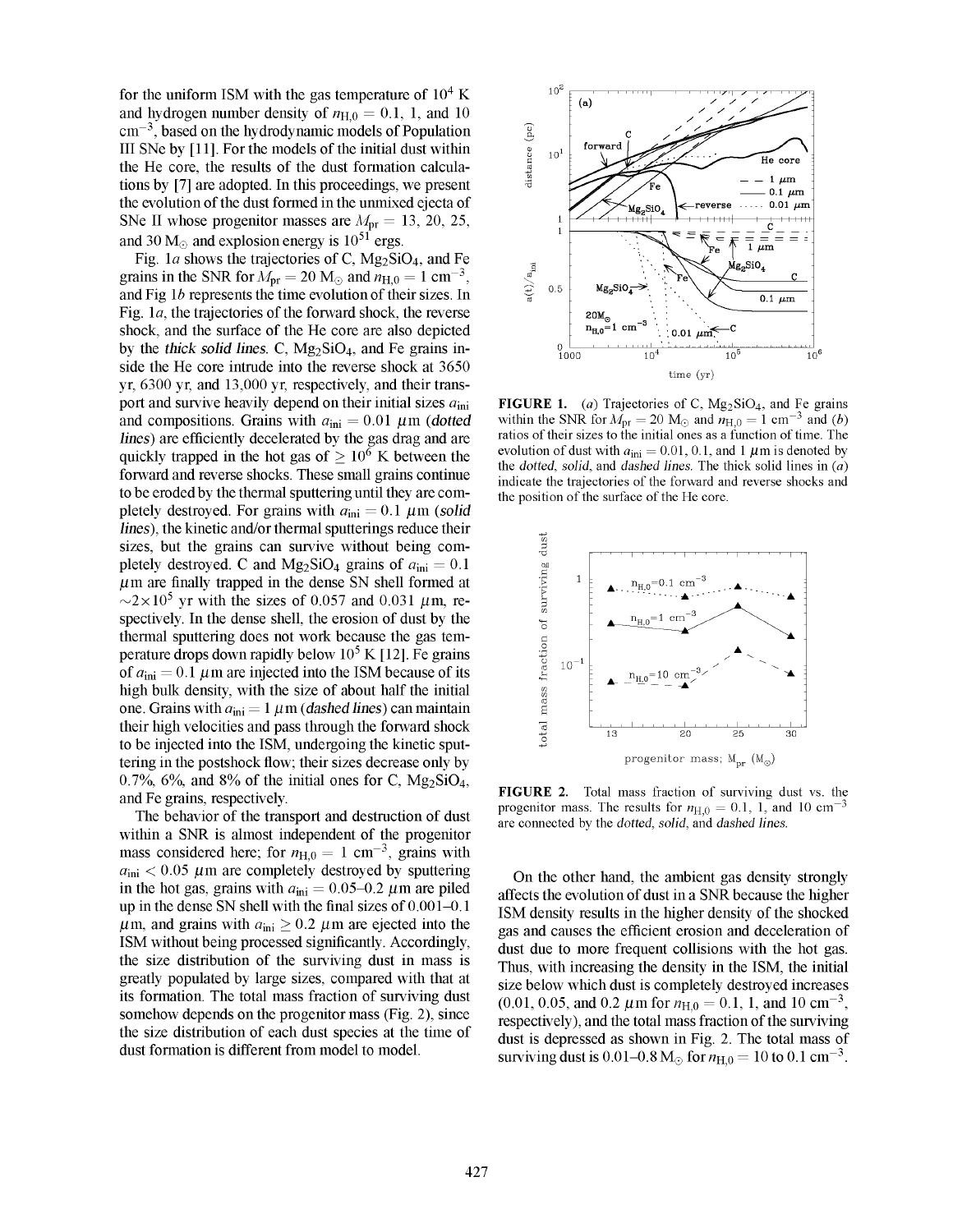for the uniform ISM with the gas temperature of $10^4$ K and hydrogen number density of $n_{H,0} = 0.1$, 1, and 10 cm$^{-3}$, based on the hydrodynamic models of Population III SNe by [11]. For the models of the initial dust within the He core, the results of the dust formation calculations by [7] are adopted. In this proceedings, we present the evolution of the dust formed in the unmixed ejecta of SNe II whose progenitor masses are $M_{pr} = 13$, 20, 25, and 30 $M_\odot$ and explosion energy is $10^{51}$ ergs.

Fig. 1*a* shows the trajectories of C, $Mg_2SiO_4$, and Fe grains in the SNR for $M_{pr} = 20$ $M_\odot$ and $n_{H,0} = 1$ cm$^{-3}$, and Fig 1*b* represents the time evolution of their sizes. In Fig. 1*a*, the trajectories of the forward shock, the reverse shock, and the surface of the He core are also depicted by the *thick solid lines*. C, $Mg_2SiO_4$, and Fe grains inside the He core intrude into the reverse shock at 3650 yr, 6300 yr, and 13,000 yr, respectively, and their transport and survive heavily depend on their initial sizes $a_{ini}$ and compositions. Grains with $a_{ini} = 0.01$ $\mu$m (*dotted lines*) are efficiently decelerated by the gas drag and are quickly trapped in the hot gas of $\geq 10^6$ K between the forward and reverse shocks. These small grains continue to be eroded by the thermal sputtering until they are completely destroyed. For grains with $a_{ini} = 0.1$ $\mu$m (*solid lines*), the kinetic and/or thermal sputterings reduce their sizes, but the grains can survive without being completely destroyed. C and $Mg_2SiO_4$ grains of $a_{ini} = 0.1$ $\mu$m are finally trapped in the dense SN shell formed at $\sim 2\times10^5$ yr with the sizes of 0.057 and 0.031 $\mu$m, respectively. In the dense shell, the erosion of dust by the thermal sputtering does not work because the gas temperature drops down rapidly below $10^5$ K [12]. Fe grains of $a_{ini} = 0.1$ $\mu$m are injected into the ISM because of its high bulk density, with the size of about half the initial one. Grains with $a_{ini} = 1$ $\mu$m (*dashed lines*) can maintain their high velocities and pass through the forward shock to be injected into the ISM, undergoing the kinetic sputtering in the postshock flow; their sizes decrease only by 0.7%, 6%, and 8% of the initial ones for C, $Mg_2SiO_4$, and Fe grains, respectively.

The behavior of the transport and destruction of dust within a SNR is almost independent of the progenitor mass considered here; for $n_{H,0} = 1$ cm$^{-3}$, grains with $a_{ini} < 0.05$ $\mu$m are completely destroyed by sputtering in the hot gas, grains with $a_{ini} = 0.05$–$0.2$ $\mu$m are piled up in the dense SN shell with the final sizes of 0.001–0.1 $\mu$m, and grains with $a_{ini} \geq 0.2$ $\mu$m are ejected into the ISM without being processed significantly. Accordingly, the size distribution of the surviving dust in mass is greatly populated by large sizes, compared with that at its formation. The total mass fraction of surviving dust somehow depends on the progenitor mass (Fig. 2), since the size distribution of each dust species at the time of dust formation is different from model to model.

**FIGURE 1.** (*a*) Trajectories of C, $Mg_2SiO_4$, and Fe grains within the SNR for $M_{pr} = 20$ $M_\odot$ and $n_{H,0} = 1$ cm$^{-3}$ and (*b*) ratios of their sizes to the initial ones as a function of time. The evolution of dust with $a_{ini} = 0.01$, 0.1, and 1 $\mu$m is denoted by the *dotted*, *solid*, and *dashed lines*. The thick solid lines in (*a*) indicate the trajectories of the forward and reverse shocks and the position of the surface of the He core.

**FIGURE 2.** Total mass fraction of surviving dust vs. the progenitor mass. The results for $n_{H,0} = 0.1$, 1, and 10 cm$^{-3}$ are connected by the *dotted*, *solid*, and *dashed lines*.

On the other hand, the ambient gas density strongly affects the evolution of dust in a SNR because the higher ISM density results in the higher density of the shocked gas and causes the efficient erosion and deceleration of dust due to more frequent collisions with the hot gas. Thus, with increasing the density in the ISM, the initial size below which dust is completely destroyed increases (0.01, 0.05, and 0.2 $\mu$m for $n_{H,0} = 0.1$, 1, and 10 cm$^{-3}$, respectively), and the total mass fraction of the surviving dust is depressed as shown in Fig. 2. The total mass of surviving dust is 0.01–0.8 $M_\odot$ for $n_{H,0} = 10$ to 0.1 cm$^{-3}$.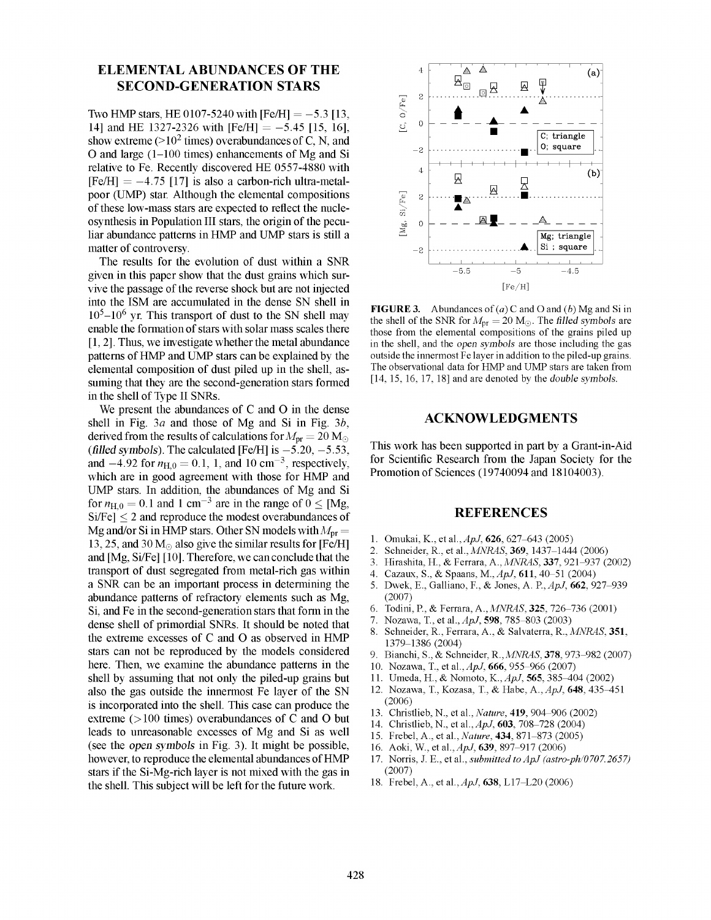## ELEMENTAL ABUNDANCES OF THE SECOND-GENERATION STARS

Two HMP stars, HE 0107-5240 with [Fe/H] = −5.3 [13, 14] and HE 1327-2326 with [Fe/H] = −5.45 [15, 16], show extreme (>$10^2$ times) overabundances of C, N, and O and large (1–100 times) enhancements of Mg and Si relative to Fe. Recently discovered HE 0557-4880 with [Fe/H] = −4.75 [17] is also a carbon-rich ultra-metal-poor (UMP) star. Although the elemental compositions of these low-mass stars are expected to reflect the nucleosynthesis in Population III stars, the origin of the peculiar abundance patterns in HMP and UMP stars is still a matter of controversy.

The results for the evolution of dust within a SNR given in this paper show that the dust grains which survive the passage of the reverse shock but are not injected into the ISM are accumulated in the dense SN shell in $10^5$–$10^6$ yr. This transport of dust to the SN shell may enable the formation of stars with solar mass scales there [1, 2]. Thus, we investigate whether the metal abundance patterns of HMP and UMP stars can be explained by the elemental composition of dust piled up in the shell, assuming that they are the second-generation stars formed in the shell of Type II SNRs.

We present the abundances of C and O in the dense shell in Fig. 3*a* and those of Mg and Si in Fig. 3*b*, derived from the results of calculations for $M_{\rm pr} = 20\ {\rm M}_\odot$ (*filled symbols*). The calculated [Fe/H] is −5.20, −5.53, and −4.92 for $n_{\rm H,0} = 0.1$, 1, and 10 cm$^{-3}$, respectively, which are in good agreement with those for HMP and UMP stars. In addition, the abundances of Mg and Si for $n_{\rm H,0} = 0.1$ and 1 cm$^{-3}$ are in the range of $0 \leq$ [Mg, Si/Fe] $\leq 2$ and reproduce the modest overabundances of Mg and/or Si in HMP stars. Other SN models with $M_{\rm pr}$ = 13, 25, and 30 $\rm M_\odot$ also give the similar results for [Fe/H] and [Mg, Si/Fe] [10]. Therefore, we can conclude that the transport of dust segregated from metal-rich gas within a SNR can be an important process in determining the abundance patterns of refractory elements such as Mg, Si, and Fe in the second-generation stars that form in the dense shell of primordial SNRs. It should be noted that the extreme excesses of C and O as observed in HMP stars can not be reproduced by the models considered here. Then, we examine the abundance patterns in the shell by assuming that not only the piled-up grains but also the gas outside the innermost Fe layer of the SN is incorporated into the shell. This case can produce the extreme (>100 times) overabundances of C and O but leads to unreasonable excesses of Mg and Si as well (see the *open symbols* in Fig. 3). It might be possible, however, to reproduce the elemental abundances of HMP stars if the Si-Mg-rich layer is not mixed with the gas in the shell. This subject will be left for the future work.

(a)
[C, O/Fe]
C; triangle
O; square
(b)
[Mg, Si/Fe]
Mg; triangle
Si ; square
[Fe/H]
−5.5 −5 −4.5

**FIGURE 3.** Abundances of (*a*) C and O and (*b*) Mg and Si in the shell of the SNR for $M_{\rm pr} = 20\ {\rm M}_\odot$. The *filled symbols* are those from the elemental compositions of the grains piled up in the shell, and the *open symbols* are those including the gas outside the innermost Fe layer in addition to the piled-up grains. The observational data for HMP and UMP stars are taken from [14, 15, 16, 17, 18] and are denoted by the *double symbols*.

## ACKNOWLEDGMENTS

This work has been supported in part by a Grant-in-Aid for Scientific Research from the Japan Society for the Promotion of Sciences (19740094 and 18104003).

## REFERENCES

1. Omukai, K., et al., *ApJ*, **626**, 627–643 (2005)
2. Schneider, R., et al., *MNRAS*, **369**, 1437–1444 (2006)
3. Hirashita, H., & Ferrara, A., *MNRAS*, **337**, 921–937 (2002)
4. Cazaux, S., & Spaans, M., *ApJ*, **611**, 40–51 (2004)
5. Dwek, E., Galliano, F., & Jones, A. P., *ApJ*, **662**, 927–939 (2007)
6. Todini, P., & Ferrara, A., *MNRAS*, **325**, 726–736 (2001)
7. Nozawa, T., et al., *ApJ*, **598**, 785–803 (2003)
8. Schneider, R., Ferrara, A., & Salvaterra, R., *MNRAS*, **351**, 1379–1386 (2004)
9. Bianchi, S., & Schneider, R., *MNRAS*, **378**, 973–982 (2007)
10. Nozawa, T., et al., *ApJ*, **666**, 955–966 (2007)
11. Umeda, H., & Nomoto, K., *ApJ*, **565**, 385–404 (2002)
12. Nozawa, T., Kozasa, T., & Habe, A., *ApJ*, **648**, 435–451 (2006)
13. Christlieb, N., et al., *Nature*, **419**, 904–906 (2002)
14. Christlieb, N., et al., *ApJ*, **603**, 708–728 (2004)
15. Frebel, A., et al., *Nature*, **434**, 871–873 (2005)
16. Aoki, W., et al., *ApJ*, **639**, 897–917 (2006)
17. Norris, J. E., et al., *submitted to ApJ (astro-ph/0707.2657)* (2007)
18. Frebel, A., et al., *ApJ*, **638**, L17–L20 (2006)